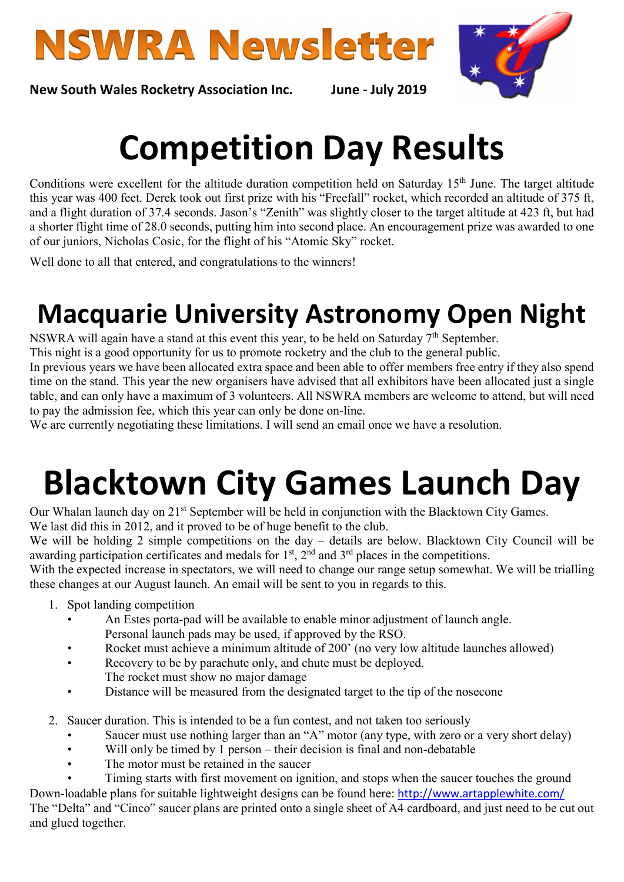# NSWRA Newsletter

**New South Wales Rocketry Association Inc.** **June - July 2019**

# Competition Day Results

Conditions were excellent for the altitude duration competition held on Saturday 15th June. The target altitude this year was 400 feet. Derek took out first prize with his "Freefall" rocket, which recorded an altitude of 375 ft, and a flight duration of 37.4 seconds. Jason's "Zenith" was slightly closer to the target altitude at 423 ft, but had a shorter flight time of 28.0 seconds, putting him into second place. An encouragement prize was awarded to one of our juniors, Nicholas Cosic, for the flight of his "Atomic Sky" rocket.

Well done to all that entered, and congratulations to the winners!

# Macquarie University Astronomy Open Night

NSWRA will again have a stand at this event this year, to be held on Saturday 7th September.
This night is a good opportunity for us to promote rocketry and the club to the general public.
In previous years we have been allocated extra space and been able to offer members free entry if they also spend time on the stand. This year the new organisers have advised that all exhibitors have been allocated just a single table, and can only have a maximum of 3 volunteers. All NSWRA members are welcome to attend, but will need to pay the admission fee, which this year can only be done on-line.
We are currently negotiating these limitations. I will send an email once we have a resolution.

# Blacktown City Games Launch Day

Our Whalan launch day on 21st September will be held in conjunction with the Blacktown City Games.
We last did this in 2012, and it proved to be of huge benefit to the club.
We will be holding 2 simple competitions on the day – details are below. Blacktown City Council will be awarding participation certificates and medals for 1st, 2nd and 3rd places in the competitions.
With the expected increase in spectators, we will need to change our range setup somewhat. We will be trialling these changes at our August launch. An email will be sent to you in regards to this.

1. Spot landing competition
   - An Estes porta-pad will be available to enable minor adjustment of launch angle. Personal launch pads may be used, if approved by the RSO.
   - Rocket must achieve a minimum altitude of 200' (no very low altitude launches allowed)
   - Recovery to be by parachute only, and chute must be deployed. The rocket must show no major damage
   - Distance will be measured from the designated target to the tip of the nosecone

2. Saucer duration. This is intended to be a fun contest, and not taken too seriously
   - Saucer must use nothing larger than an "A" motor (any type, with zero or a very short delay)
   - Will only be timed by 1 person – their decision is final and non-debatable
   - The motor must be retained in the saucer
   - Timing starts with first movement on ignition, and stops when the saucer touches the ground

Down-loadable plans for suitable lightweight designs can be found here: http://www.artapplewhite.com/
The "Delta" and "Cinco" saucer plans are printed onto a single sheet of A4 cardboard, and just need to be cut out and glued together.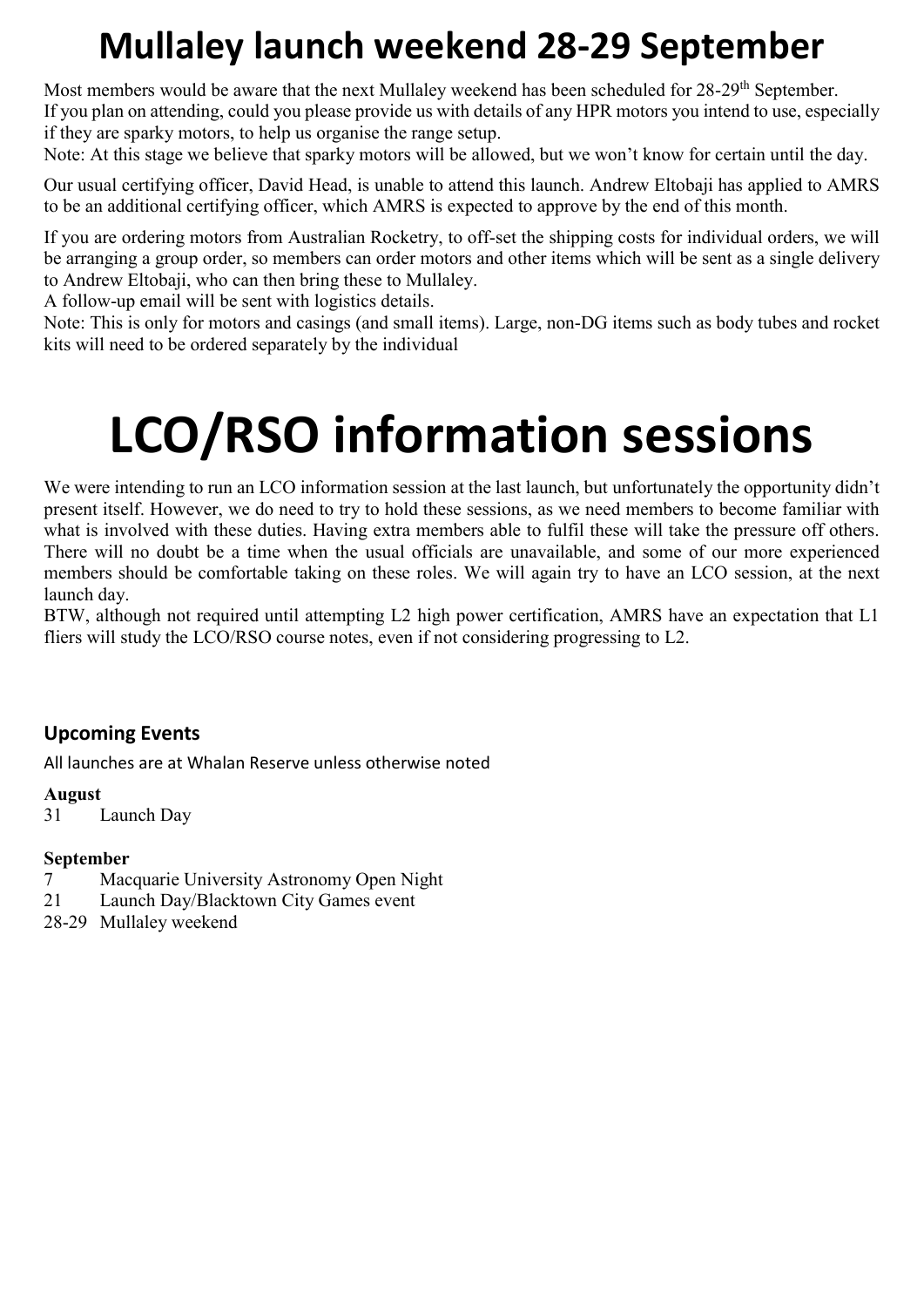# Mullaley launch weekend 28-29 September

Most members would be aware that the next Mullaley weekend has been scheduled for 28-29th September.
If you plan on attending, could you please provide us with details of any HPR motors you intend to use, especially if they are sparky motors, to help us organise the range setup.
Note: At this stage we believe that sparky motors will be allowed, but we won't know for certain until the day.

Our usual certifying officer, David Head, is unable to attend this launch. Andrew Eltobaji has applied to AMRS to be an additional certifying officer, which AMRS is expected to approve by the end of this month.

If you are ordering motors from Australian Rocketry, to off-set the shipping costs for individual orders, we will be arranging a group order, so members can order motors and other items which will be sent as a single delivery to Andrew Eltobaji, who can then bring these to Mullaley.
A follow-up email will be sent with logistics details.
Note: This is only for motors and casings (and small items). Large, non-DG items such as body tubes and rocket kits will need to be ordered separately by the individual

# LCO/RSO information sessions

We were intending to run an LCO information session at the last launch, but unfortunately the opportunity didn't present itself. However, we do need to try to hold these sessions, as we need members to become familiar with what is involved with these duties. Having extra members able to fulfil these will take the pressure off others. There will no doubt be a time when the usual officials are unavailable, and some of our more experienced members should be comfortable taking on these roles. We will again try to have an LCO session, at the next launch day.
BTW, although not required until attempting L2 high power certification, AMRS have an expectation that L1 fliers will study the LCO/RSO course notes, even if not considering progressing to L2.

### Upcoming Events

All launches are at Whalan Reserve unless otherwise noted

**August**
31 Launch Day

**September**
7 Macquarie University Astronomy Open Night
21 Launch Day/Blacktown City Games event
28-29 Mullaley weekend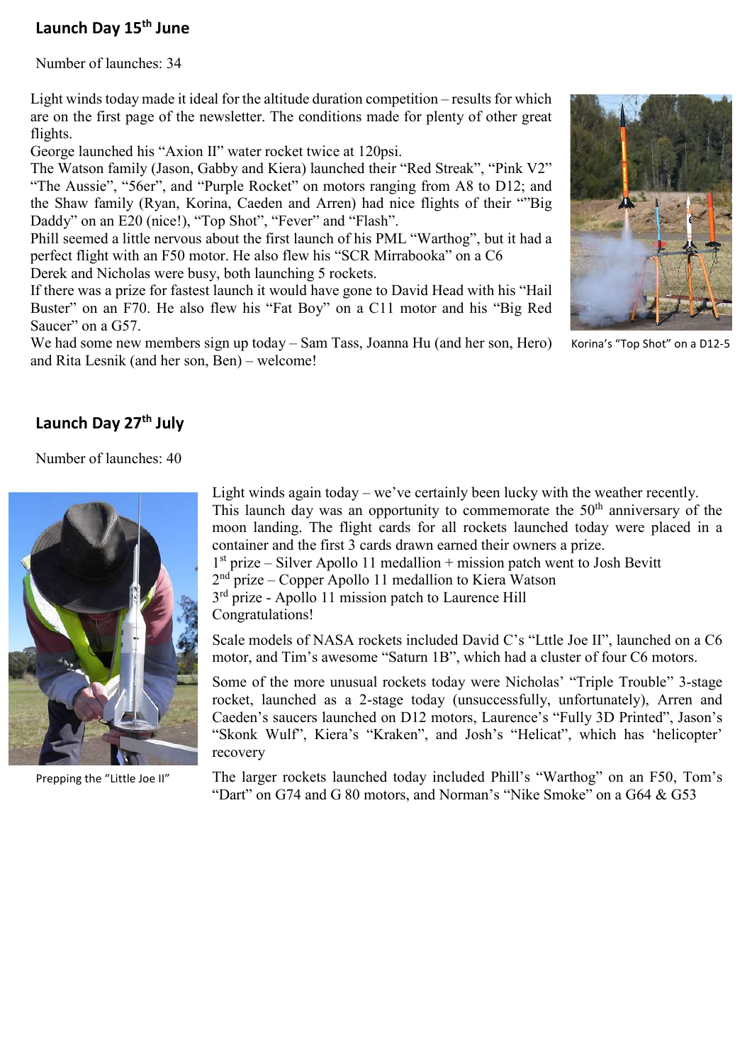## Launch Day 15th June

Number of launches: 34

Light winds today made it ideal for the altitude duration competition – results for which are on the first page of the newsletter. The conditions made for plenty of other great flights.
George launched his "Axion II" water rocket twice at 120psi.
The Watson family (Jason, Gabby and Kiera) launched their "Red Streak", "Pink V2" "The Aussie", "56er", and "Purple Rocket" on motors ranging from A8 to D12; and the Shaw family (Ryan, Korina, Caeden and Arren) had nice flights of their ""Big Daddy" on an E20 (nice!), "Top Shot", "Fever" and "Flash".
Phill seemed a little nervous about the first launch of his PML "Warthog", but it had a perfect flight with an F50 motor. He also flew his "SCR Mirrabooka" on a C6
Derek and Nicholas were busy, both launching 5 rockets.
If there was a prize for fastest launch it would have gone to David Head with his "Hail Buster" on an F70. He also flew his "Fat Boy" on a C11 motor and his "Big Red Saucer" on a G57.
We had some new members sign up today – Sam Tass, Joanna Hu (and her son, Hero) and Rita Lesnik (and her son, Ben) – welcome!

Korina's "Top Shot" on a D12-5

## Launch Day 27th July

Number of launches: 40

Light winds again today – we've certainly been lucky with the weather recently.
This launch day was an opportunity to commemorate the 50th anniversary of the moon landing. The flight cards for all rockets launched today were placed in a container and the first 3 cards drawn earned their owners a prize.
1st prize – Silver Apollo 11 medallion + mission patch went to Josh Bevitt
2nd prize – Copper Apollo 11 medallion to Kiera Watson
3rd prize - Apollo 11 mission patch to Laurence Hill
Congratulations!

Scale models of NASA rockets included David C's "Lttle Joe II", launched on a C6 motor, and Tim's awesome "Saturn 1B", which had a cluster of four C6 motors.

Some of the more unusual rockets today were Nicholas' "Triple Trouble" 3-stage rocket, launched as a 2-stage today (unsuccessfully, unfortunately), Arren and Caeden's saucers launched on D12 motors, Laurence's "Fully 3D Printed", Jason's "Skonk Wulf", Kiera's "Kraken", and Josh's "Helicat", which has 'helicopter' recovery

The larger rockets launched today included Phill's "Warthog" on an F50, Tom's "Dart" on G74 and G 80 motors, and Norman's "Nike Smoke" on a G64 & G53

Prepping the "Little Joe II"